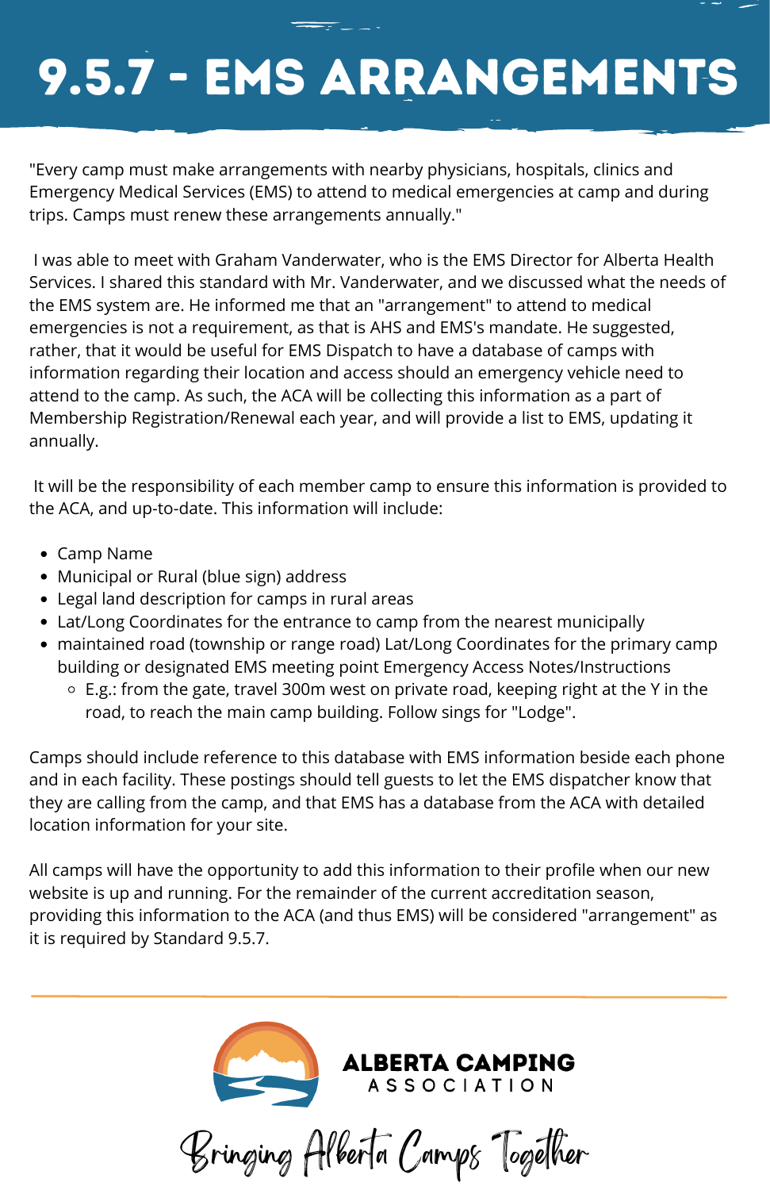# 9.5.7 - EMS ARRANGEMENTS

"Every camp must make arrangements with nearby physicians, hospitals, clinics and Emergency Medical Services (EMS) to attend to medical emergencies at camp and during trips. Camps must renew these arrangements annually."

I was able to meet with Graham Vanderwater, who is the EMS Director for Alberta Health Services. I shared this standard with Mr. Vanderwater, and we discussed what the needs of the EMS system are. He informed me that an "arrangement" to attend to medical emergencies is not a requirement, as that is AHS and EMS's mandate. He suggested, rather, that it would be useful for EMS Dispatch to have a database of camps with information regarding their location and access should an emergency vehicle need to attend to the camp. As such, the ACA will be collecting this information as a part of Membership Registration/Renewal each year, and will provide a list to EMS, updating it annually.

It will be the responsibility of each member camp to ensure this information is provided to the ACA, and up-to-date. This information will include:

- Camp Name
- Municipal or Rural (blue sign) address
- Legal land description for camps in rural areas
- Lat/Long Coordinates for the entrance to camp from the nearest municipally
- maintained road (township or range road) Lat/Long Coordinates for the primary camp building or designated EMS meeting point Emergency Access Notes/Instructions
  - E.g.: from the gate, travel 300m west on private road, keeping right at the Y in the road, to reach the main camp building. Follow sings for "Lodge".

Camps should include reference to this database with EMS information beside each phone and in each facility. These postings should tell guests to let the EMS dispatcher know that they are calling from the camp, and that EMS has a database from the ACA with detailed location information for your site.

All camps will have the opportunity to add this information to their profile when our new website is up and running. For the remainder of the current accreditation season, providing this information to the ACA (and thus EMS) will be considered "arrangement" as it is required by Standard 9.5.7.

ALBERTA CAMPING ASSOCIATION

Bringing Alberta Camps Together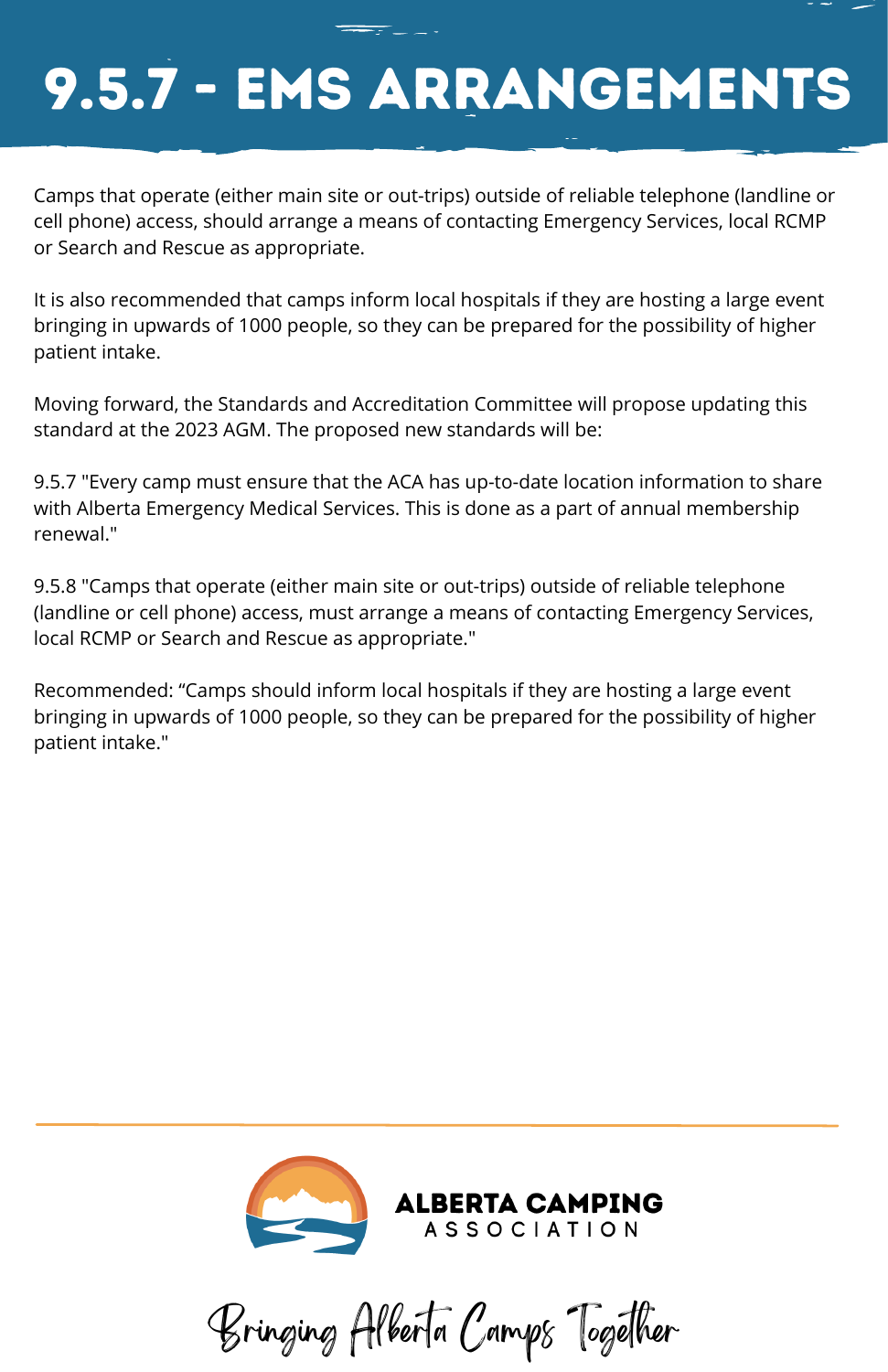# 9.5.7 - EMS ARRANGEMENTS

Camps that operate (either main site or out-trips) outside of reliable telephone (landline or cell phone) access, should arrange a means of contacting Emergency Services, local RCMP or Search and Rescue as appropriate.

It is also recommended that camps inform local hospitals if they are hosting a large event bringing in upwards of 1000 people, so they can be prepared for the possibility of higher patient intake.

Moving forward, the Standards and Accreditation Committee will propose updating this standard at the 2023 AGM. The proposed new standards will be:

9.5.7 "Every camp must ensure that the ACA has up-to-date location information to share with Alberta Emergency Medical Services. This is done as a part of annual membership renewal."

9.5.8 "Camps that operate (either main site or out-trips) outside of reliable telephone (landline or cell phone) access, must arrange a means of contacting Emergency Services, local RCMP or Search and Rescue as appropriate."

Recommended: “Camps should inform local hospitals if they are hosting a large event bringing in upwards of 1000 people, so they can be prepared for the possibility of higher patient intake."

ALBERTA CAMPING ASSOCIATION

Bringing Alberta Camps Together